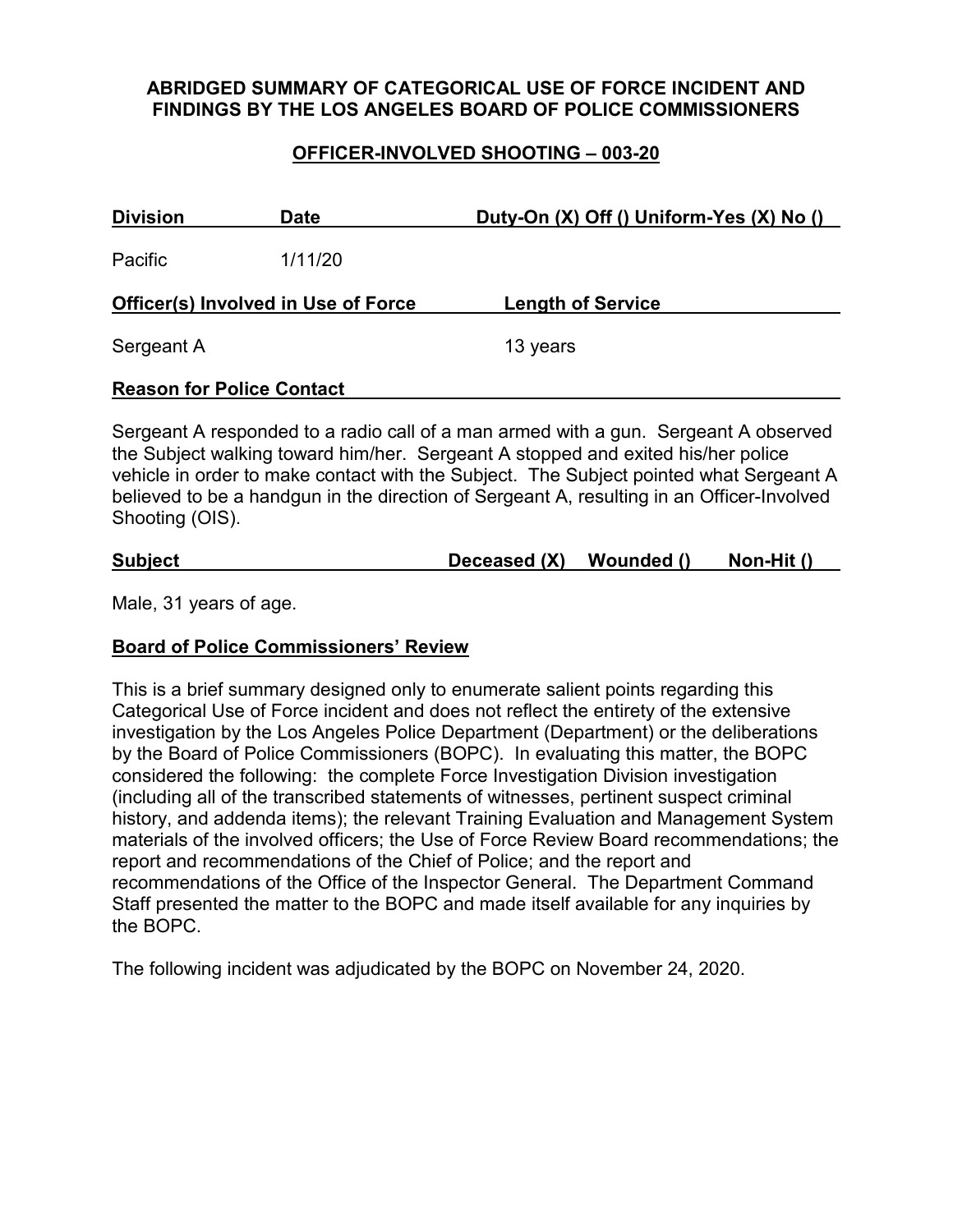**ABRIDGED SUMMARY OF CATEGORICAL USE OF FORCE INCIDENT AND FINDINGS BY THE LOS ANGELES BOARD OF POLICE COMMISSIONERS**

**OFFICER-INVOLVED SHOOTING – 003-20**

| Division | Date | Duty-On (X) Off () Uniform-Yes (X) No () |
|---|---|---|
| Pacific | 1/11/20 | |

| Officer(s) Involved in Use of Force | Length of Service |
|---|---|
| Sergeant A | 13 years |

**Reason for Police Contact**

Sergeant A responded to a radio call of a man armed with a gun. Sergeant A observed the Subject walking toward him/her. Sergeant A stopped and exited his/her police vehicle in order to make contact with the Subject. The Subject pointed what Sergeant A believed to be a handgun in the direction of Sergeant A, resulting in an Officer-Involved Shooting (OIS).

| Subject | Deceased (X) | Wounded () | Non-Hit () |
|---|---|---|---|

Male, 31 years of age.

**Board of Police Commissioners' Review**

This is a brief summary designed only to enumerate salient points regarding this Categorical Use of Force incident and does not reflect the entirety of the extensive investigation by the Los Angeles Police Department (Department) or the deliberations by the Board of Police Commissioners (BOPC). In evaluating this matter, the BOPC considered the following: the complete Force Investigation Division investigation (including all of the transcribed statements of witnesses, pertinent suspect criminal history, and addenda items); the relevant Training Evaluation and Management System materials of the involved officers; the Use of Force Review Board recommendations; the report and recommendations of the Chief of Police; and the report and recommendations of the Office of the Inspector General. The Department Command Staff presented the matter to the BOPC and made itself available for any inquiries by the BOPC.

The following incident was adjudicated by the BOPC on November 24, 2020.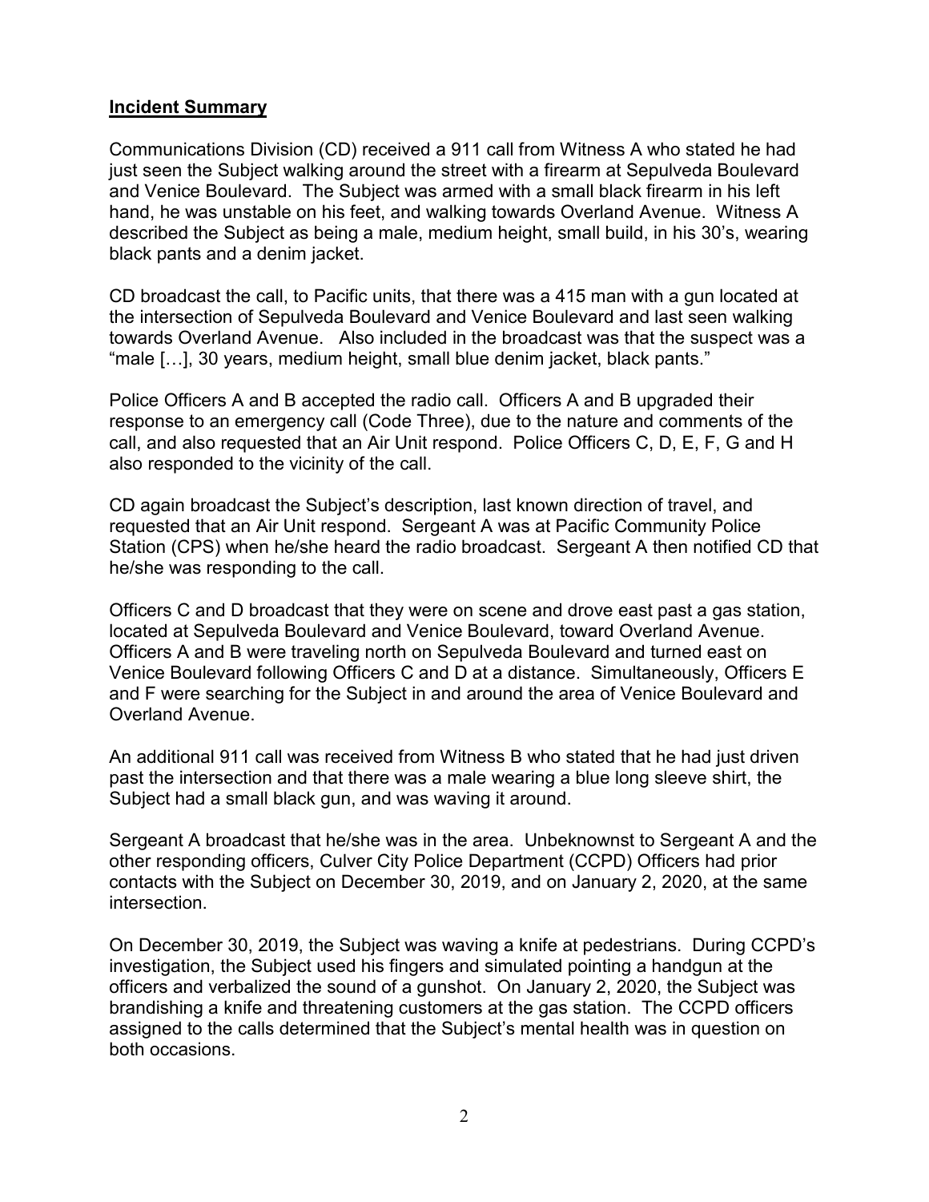**Incident Summary**

Communications Division (CD) received a 911 call from Witness A who stated he had just seen the Subject walking around the street with a firearm at Sepulveda Boulevard and Venice Boulevard. The Subject was armed with a small black firearm in his left hand, he was unstable on his feet, and walking towards Overland Avenue. Witness A described the Subject as being a male, medium height, small build, in his 30's, wearing black pants and a denim jacket.

CD broadcast the call, to Pacific units, that there was a 415 man with a gun located at the intersection of Sepulveda Boulevard and Venice Boulevard and last seen walking towards Overland Avenue. Also included in the broadcast was that the suspect was a "male […], 30 years, medium height, small blue denim jacket, black pants."

Police Officers A and B accepted the radio call. Officers A and B upgraded their response to an emergency call (Code Three), due to the nature and comments of the call, and also requested that an Air Unit respond. Police Officers C, D, E, F, G and H also responded to the vicinity of the call.

CD again broadcast the Subject's description, last known direction of travel, and requested that an Air Unit respond. Sergeant A was at Pacific Community Police Station (CPS) when he/she heard the radio broadcast. Sergeant A then notified CD that he/she was responding to the call.

Officers C and D broadcast that they were on scene and drove east past a gas station, located at Sepulveda Boulevard and Venice Boulevard, toward Overland Avenue. Officers A and B were traveling north on Sepulveda Boulevard and turned east on Venice Boulevard following Officers C and D at a distance. Simultaneously, Officers E and F were searching for the Subject in and around the area of Venice Boulevard and Overland Avenue.

An additional 911 call was received from Witness B who stated that he had just driven past the intersection and that there was a male wearing a blue long sleeve shirt, the Subject had a small black gun, and was waving it around.

Sergeant A broadcast that he/she was in the area. Unbeknownst to Sergeant A and the other responding officers, Culver City Police Department (CCPD) Officers had prior contacts with the Subject on December 30, 2019, and on January 2, 2020, at the same intersection.

On December 30, 2019, the Subject was waving a knife at pedestrians. During CCPD's investigation, the Subject used his fingers and simulated pointing a handgun at the officers and verbalized the sound of a gunshot. On January 2, 2020, the Subject was brandishing a knife and threatening customers at the gas station. The CCPD officers assigned to the calls determined that the Subject's mental health was in question on both occasions.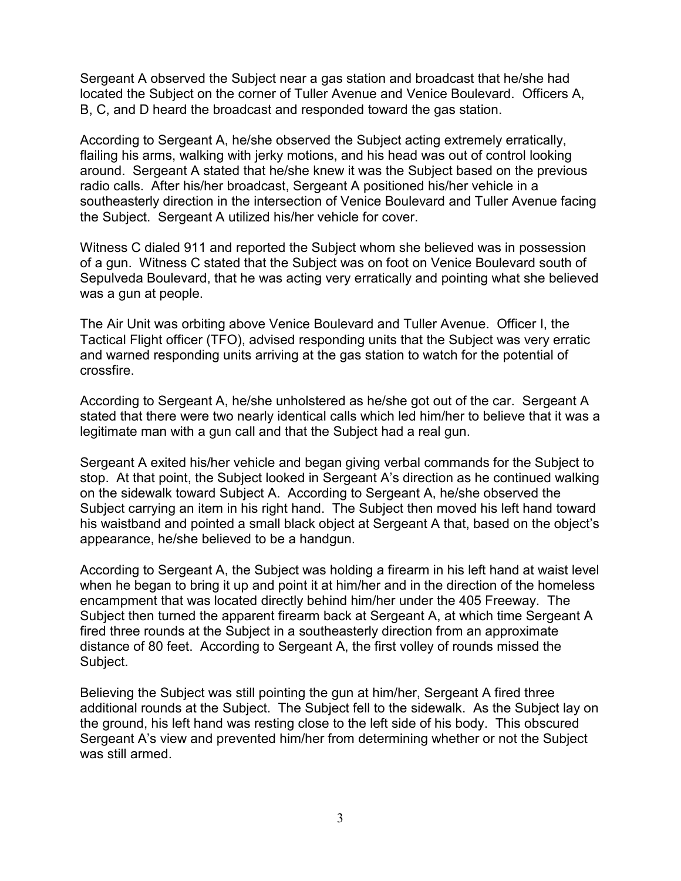Sergeant A observed the Subject near a gas station and broadcast that he/she had located the Subject on the corner of Tuller Avenue and Venice Boulevard. Officers A, B, C, and D heard the broadcast and responded toward the gas station.

According to Sergeant A, he/she observed the Subject acting extremely erratically, flailing his arms, walking with jerky motions, and his head was out of control looking around. Sergeant A stated that he/she knew it was the Subject based on the previous radio calls. After his/her broadcast, Sergeant A positioned his/her vehicle in a southeasterly direction in the intersection of Venice Boulevard and Tuller Avenue facing the Subject. Sergeant A utilized his/her vehicle for cover.

Witness C dialed 911 and reported the Subject whom she believed was in possession of a gun. Witness C stated that the Subject was on foot on Venice Boulevard south of Sepulveda Boulevard, that he was acting very erratically and pointing what she believed was a gun at people.

The Air Unit was orbiting above Venice Boulevard and Tuller Avenue. Officer I, the Tactical Flight officer (TFO), advised responding units that the Subject was very erratic and warned responding units arriving at the gas station to watch for the potential of crossfire.

According to Sergeant A, he/she unholstered as he/she got out of the car. Sergeant A stated that there were two nearly identical calls which led him/her to believe that it was a legitimate man with a gun call and that the Subject had a real gun.

Sergeant A exited his/her vehicle and began giving verbal commands for the Subject to stop. At that point, the Subject looked in Sergeant A's direction as he continued walking on the sidewalk toward Subject A. According to Sergeant A, he/she observed the Subject carrying an item in his right hand. The Subject then moved his left hand toward his waistband and pointed a small black object at Sergeant A that, based on the object's appearance, he/she believed to be a handgun.

According to Sergeant A, the Subject was holding a firearm in his left hand at waist level when he began to bring it up and point it at him/her and in the direction of the homeless encampment that was located directly behind him/her under the 405 Freeway. The Subject then turned the apparent firearm back at Sergeant A, at which time Sergeant A fired three rounds at the Subject in a southeasterly direction from an approximate distance of 80 feet. According to Sergeant A, the first volley of rounds missed the Subject.

Believing the Subject was still pointing the gun at him/her, Sergeant A fired three additional rounds at the Subject. The Subject fell to the sidewalk. As the Subject lay on the ground, his left hand was resting close to the left side of his body. This obscured Sergeant A's view and prevented him/her from determining whether or not the Subject was still armed.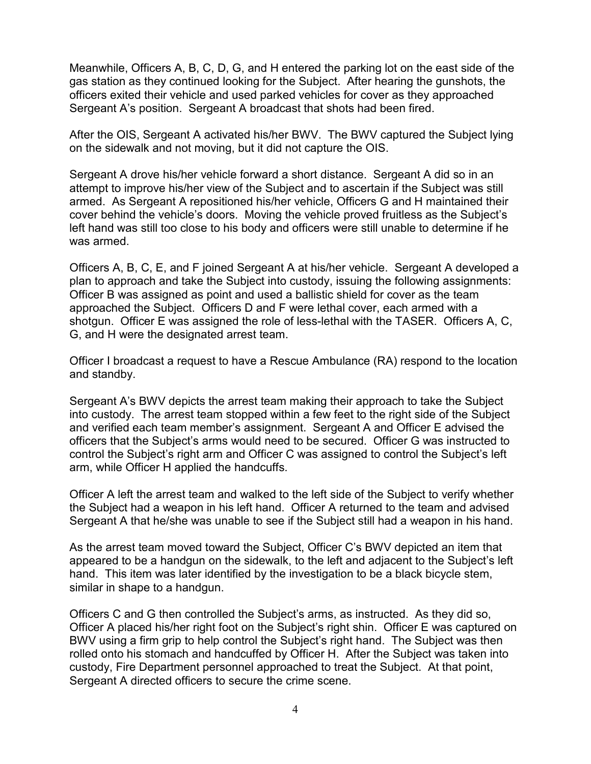Meanwhile, Officers A, B, C, D, G, and H entered the parking lot on the east side of the gas station as they continued looking for the Subject. After hearing the gunshots, the officers exited their vehicle and used parked vehicles for cover as they approached Sergeant A's position. Sergeant A broadcast that shots had been fired.

After the OIS, Sergeant A activated his/her BWV. The BWV captured the Subject lying on the sidewalk and not moving, but it did not capture the OIS.

Sergeant A drove his/her vehicle forward a short distance. Sergeant A did so in an attempt to improve his/her view of the Subject and to ascertain if the Subject was still armed. As Sergeant A repositioned his/her vehicle, Officers G and H maintained their cover behind the vehicle's doors. Moving the vehicle proved fruitless as the Subject's left hand was still too close to his body and officers were still unable to determine if he was armed.

Officers A, B, C, E, and F joined Sergeant A at his/her vehicle. Sergeant A developed a plan to approach and take the Subject into custody, issuing the following assignments: Officer B was assigned as point and used a ballistic shield for cover as the team approached the Subject. Officers D and F were lethal cover, each armed with a shotgun. Officer E was assigned the role of less-lethal with the TASER. Officers A, C, G, and H were the designated arrest team.

Officer I broadcast a request to have a Rescue Ambulance (RA) respond to the location and standby.

Sergeant A's BWV depicts the arrest team making their approach to take the Subject into custody. The arrest team stopped within a few feet to the right side of the Subject and verified each team member's assignment. Sergeant A and Officer E advised the officers that the Subject's arms would need to be secured. Officer G was instructed to control the Subject's right arm and Officer C was assigned to control the Subject's left arm, while Officer H applied the handcuffs.

Officer A left the arrest team and walked to the left side of the Subject to verify whether the Subject had a weapon in his left hand. Officer A returned to the team and advised Sergeant A that he/she was unable to see if the Subject still had a weapon in his hand.

As the arrest team moved toward the Subject, Officer C's BWV depicted an item that appeared to be a handgun on the sidewalk, to the left and adjacent to the Subject's left hand. This item was later identified by the investigation to be a black bicycle stem, similar in shape to a handgun.

Officers C and G then controlled the Subject's arms, as instructed. As they did so, Officer A placed his/her right foot on the Subject's right shin. Officer E was captured on BWV using a firm grip to help control the Subject's right hand. The Subject was then rolled onto his stomach and handcuffed by Officer H. After the Subject was taken into custody, Fire Department personnel approached to treat the Subject. At that point, Sergeant A directed officers to secure the crime scene.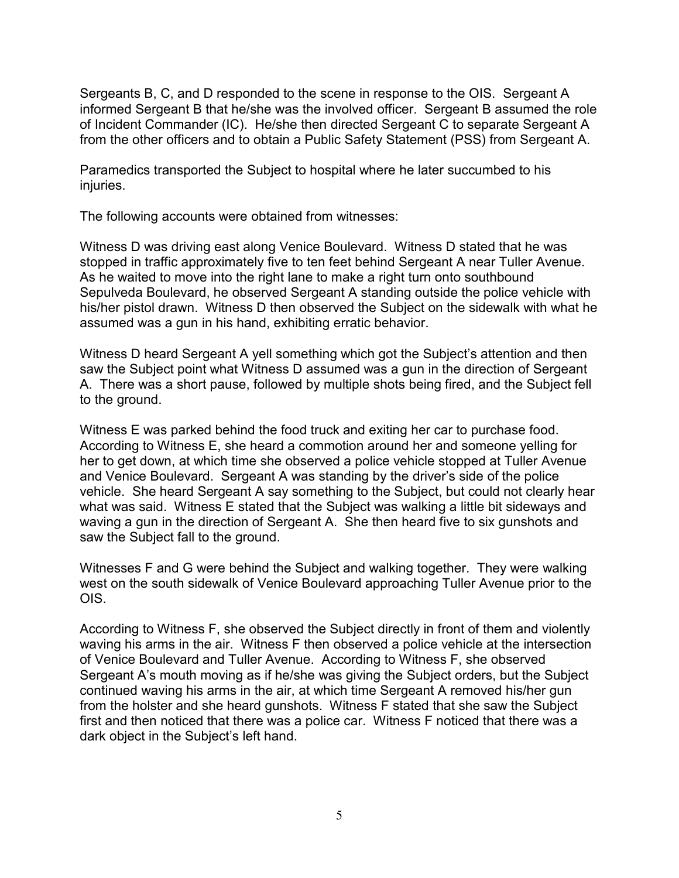Sergeants B, C, and D responded to the scene in response to the OIS. Sergeant A informed Sergeant B that he/she was the involved officer. Sergeant B assumed the role of Incident Commander (IC). He/she then directed Sergeant C to separate Sergeant A from the other officers and to obtain a Public Safety Statement (PSS) from Sergeant A.

Paramedics transported the Subject to hospital where he later succumbed to his injuries.

The following accounts were obtained from witnesses:

Witness D was driving east along Venice Boulevard. Witness D stated that he was stopped in traffic approximately five to ten feet behind Sergeant A near Tuller Avenue. As he waited to move into the right lane to make a right turn onto southbound Sepulveda Boulevard, he observed Sergeant A standing outside the police vehicle with his/her pistol drawn. Witness D then observed the Subject on the sidewalk with what he assumed was a gun in his hand, exhibiting erratic behavior.

Witness D heard Sergeant A yell something which got the Subject's attention and then saw the Subject point what Witness D assumed was a gun in the direction of Sergeant A. There was a short pause, followed by multiple shots being fired, and the Subject fell to the ground.

Witness E was parked behind the food truck and exiting her car to purchase food. According to Witness E, she heard a commotion around her and someone yelling for her to get down, at which time she observed a police vehicle stopped at Tuller Avenue and Venice Boulevard. Sergeant A was standing by the driver's side of the police vehicle. She heard Sergeant A say something to the Subject, but could not clearly hear what was said. Witness E stated that the Subject was walking a little bit sideways and waving a gun in the direction of Sergeant A. She then heard five to six gunshots and saw the Subject fall to the ground.

Witnesses F and G were behind the Subject and walking together. They were walking west on the south sidewalk of Venice Boulevard approaching Tuller Avenue prior to the OIS.

According to Witness F, she observed the Subject directly in front of them and violently waving his arms in the air. Witness F then observed a police vehicle at the intersection of Venice Boulevard and Tuller Avenue. According to Witness F, she observed Sergeant A's mouth moving as if he/she was giving the Subject orders, but the Subject continued waving his arms in the air, at which time Sergeant A removed his/her gun from the holster and she heard gunshots. Witness F stated that she saw the Subject first and then noticed that there was a police car. Witness F noticed that there was a dark object in the Subject's left hand.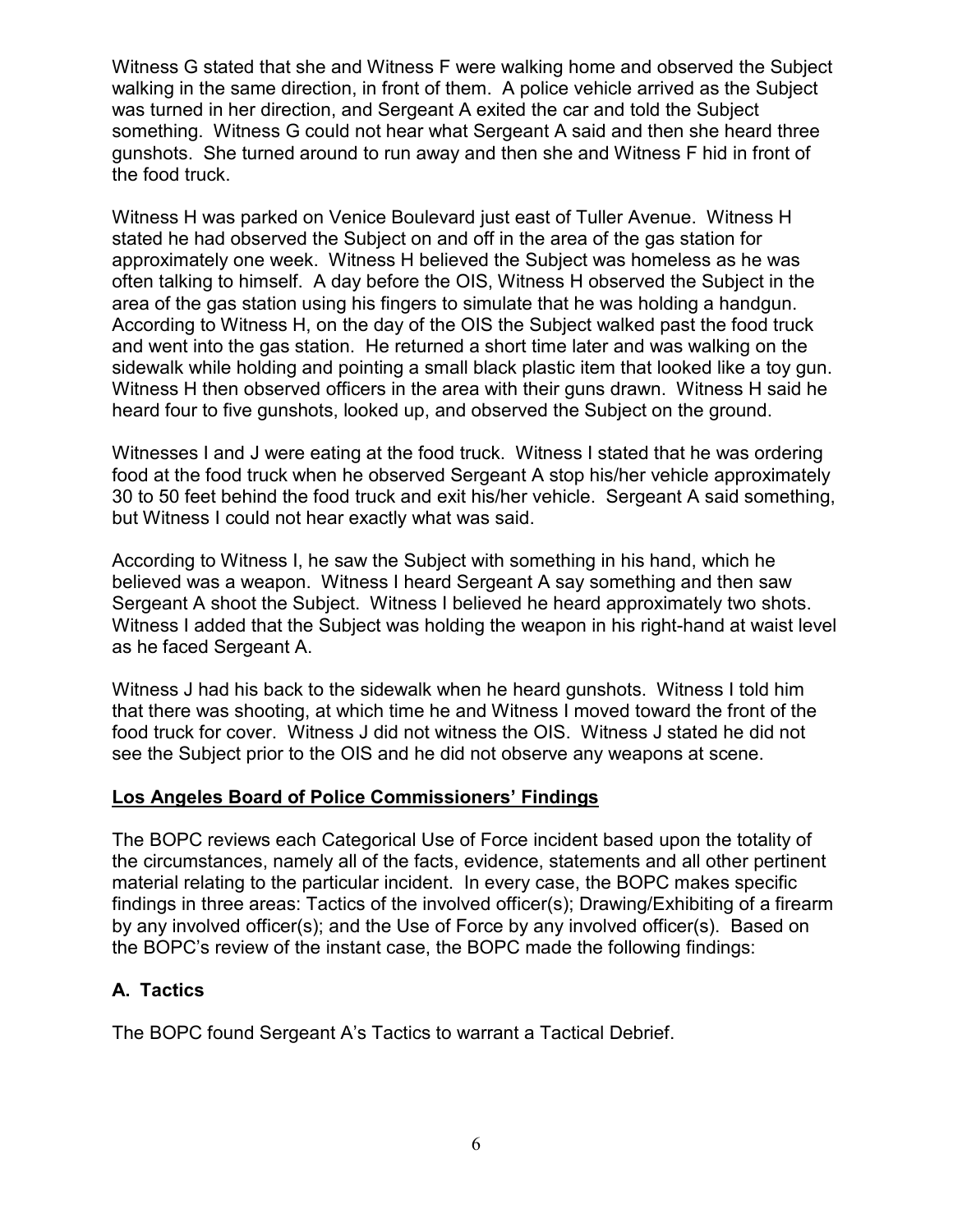Witness G stated that she and Witness F were walking home and observed the Subject walking in the same direction, in front of them. A police vehicle arrived as the Subject was turned in her direction, and Sergeant A exited the car and told the Subject something. Witness G could not hear what Sergeant A said and then she heard three gunshots. She turned around to run away and then she and Witness F hid in front of the food truck.

Witness H was parked on Venice Boulevard just east of Tuller Avenue. Witness H stated he had observed the Subject on and off in the area of the gas station for approximately one week. Witness H believed the Subject was homeless as he was often talking to himself. A day before the OIS, Witness H observed the Subject in the area of the gas station using his fingers to simulate that he was holding a handgun. According to Witness H, on the day of the OIS the Subject walked past the food truck and went into the gas station. He returned a short time later and was walking on the sidewalk while holding and pointing a small black plastic item that looked like a toy gun. Witness H then observed officers in the area with their guns drawn. Witness H said he heard four to five gunshots, looked up, and observed the Subject on the ground.

Witnesses I and J were eating at the food truck. Witness I stated that he was ordering food at the food truck when he observed Sergeant A stop his/her vehicle approximately 30 to 50 feet behind the food truck and exit his/her vehicle. Sergeant A said something, but Witness I could not hear exactly what was said.

According to Witness I, he saw the Subject with something in his hand, which he believed was a weapon. Witness I heard Sergeant A say something and then saw Sergeant A shoot the Subject. Witness I believed he heard approximately two shots. Witness I added that the Subject was holding the weapon in his right-hand at waist level as he faced Sergeant A.

Witness J had his back to the sidewalk when he heard gunshots. Witness I told him that there was shooting, at which time he and Witness I moved toward the front of the food truck for cover. Witness J did not witness the OIS. Witness J stated he did not see the Subject prior to the OIS and he did not observe any weapons at scene.

## Los Angeles Board of Police Commissioners' Findings

The BOPC reviews each Categorical Use of Force incident based upon the totality of the circumstances, namely all of the facts, evidence, statements and all other pertinent material relating to the particular incident. In every case, the BOPC makes specific findings in three areas: Tactics of the involved officer(s); Drawing/Exhibiting of a firearm by any involved officer(s); and the Use of Force by any involved officer(s). Based on the BOPC's review of the instant case, the BOPC made the following findings:

### A. Tactics

The BOPC found Sergeant A's Tactics to warrant a Tactical Debrief.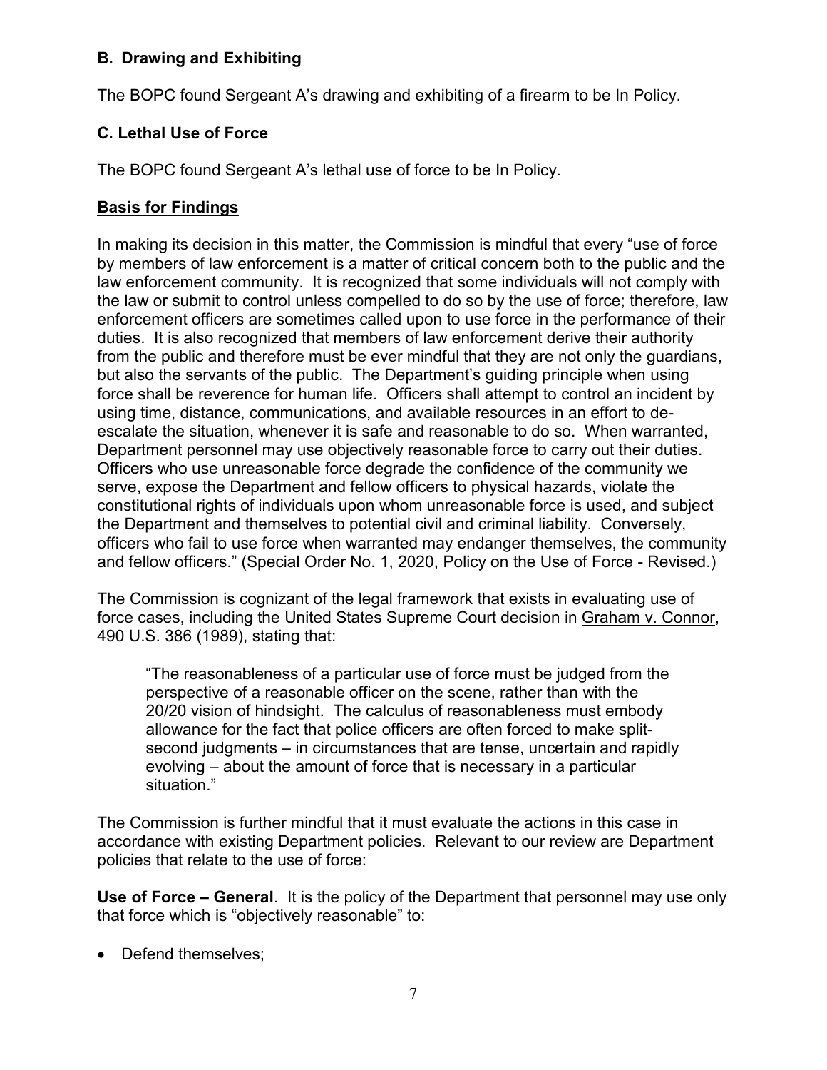### B. Drawing and Exhibiting

The BOPC found Sergeant A's drawing and exhibiting of a firearm to be In Policy.

### C. Lethal Use of Force

The BOPC found Sergeant A's lethal use of force to be In Policy.

### Basis for Findings

In making its decision in this matter, the Commission is mindful that every "use of force by members of law enforcement is a matter of critical concern both to the public and the law enforcement community. It is recognized that some individuals will not comply with the law or submit to control unless compelled to do so by the use of force; therefore, law enforcement officers are sometimes called upon to use force in the performance of their duties. It is also recognized that members of law enforcement derive their authority from the public and therefore must be ever mindful that they are not only the guardians, but also the servants of the public. The Department's guiding principle when using force shall be reverence for human life. Officers shall attempt to control an incident by using time, distance, communications, and available resources in an effort to de-escalate the situation, whenever it is safe and reasonable to do so. When warranted, Department personnel may use objectively reasonable force to carry out their duties. Officers who use unreasonable force degrade the confidence of the community we serve, expose the Department and fellow officers to physical hazards, violate the constitutional rights of individuals upon whom unreasonable force is used, and subject the Department and themselves to potential civil and criminal liability. Conversely, officers who fail to use force when warranted may endanger themselves, the community and fellow officers." (Special Order No. 1, 2020, Policy on the Use of Force - Revised.)

The Commission is cognizant of the legal framework that exists in evaluating use of force cases, including the United States Supreme Court decision in Graham v. Connor, 490 U.S. 386 (1989), stating that:

> "The reasonableness of a particular use of force must be judged from the perspective of a reasonable officer on the scene, rather than with the 20/20 vision of hindsight. The calculus of reasonableness must embody allowance for the fact that police officers are often forced to make split-second judgments – in circumstances that are tense, uncertain and rapidly evolving – about the amount of force that is necessary in a particular situation."

The Commission is further mindful that it must evaluate the actions in this case in accordance with existing Department policies. Relevant to our review are Department policies that relate to the use of force:

**Use of Force – General**. It is the policy of the Department that personnel may use only that force which is "objectively reasonable" to:

- Defend themselves;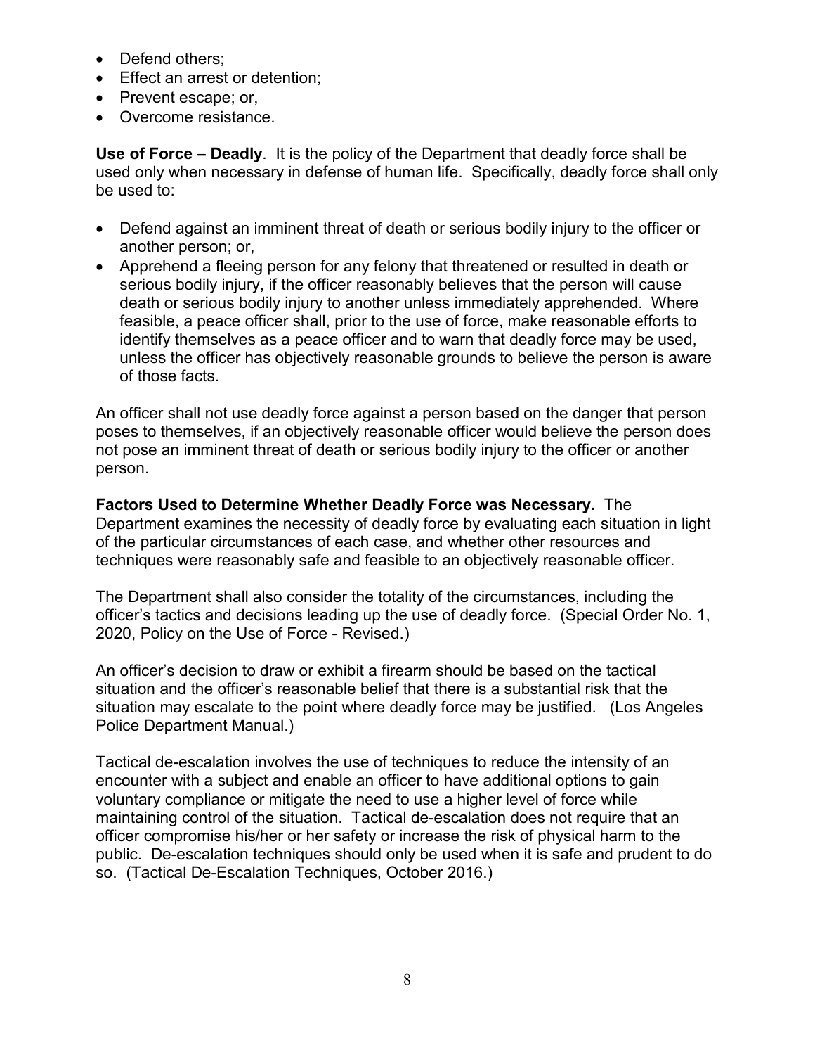- Defend others;
- Effect an arrest or detention;
- Prevent escape; or,
- Overcome resistance.

**Use of Force – Deadly**. It is the policy of the Department that deadly force shall be used only when necessary in defense of human life. Specifically, deadly force shall only be used to:

- Defend against an imminent threat of death or serious bodily injury to the officer or another person; or,
- Apprehend a fleeing person for any felony that threatened or resulted in death or serious bodily injury, if the officer reasonably believes that the person will cause death or serious bodily injury to another unless immediately apprehended. Where feasible, a peace officer shall, prior to the use of force, make reasonable efforts to identify themselves as a peace officer and to warn that deadly force may be used, unless the officer has objectively reasonable grounds to believe the person is aware of those facts.

An officer shall not use deadly force against a person based on the danger that person poses to themselves, if an objectively reasonable officer would believe the person does not pose an imminent threat of death or serious bodily injury to the officer or another person.

**Factors Used to Determine Whether Deadly Force was Necessary.** The Department examines the necessity of deadly force by evaluating each situation in light of the particular circumstances of each case, and whether other resources and techniques were reasonably safe and feasible to an objectively reasonable officer.

The Department shall also consider the totality of the circumstances, including the officer's tactics and decisions leading up the use of deadly force. (Special Order No. 1, 2020, Policy on the Use of Force - Revised.)

An officer's decision to draw or exhibit a firearm should be based on the tactical situation and the officer's reasonable belief that there is a substantial risk that the situation may escalate to the point where deadly force may be justified. (Los Angeles Police Department Manual.)

Tactical de-escalation involves the use of techniques to reduce the intensity of an encounter with a subject and enable an officer to have additional options to gain voluntary compliance or mitigate the need to use a higher level of force while maintaining control of the situation. Tactical de-escalation does not require that an officer compromise his/her or her safety or increase the risk of physical harm to the public. De-escalation techniques should only be used when it is safe and prudent to do so. (Tactical De-Escalation Techniques, October 2016.)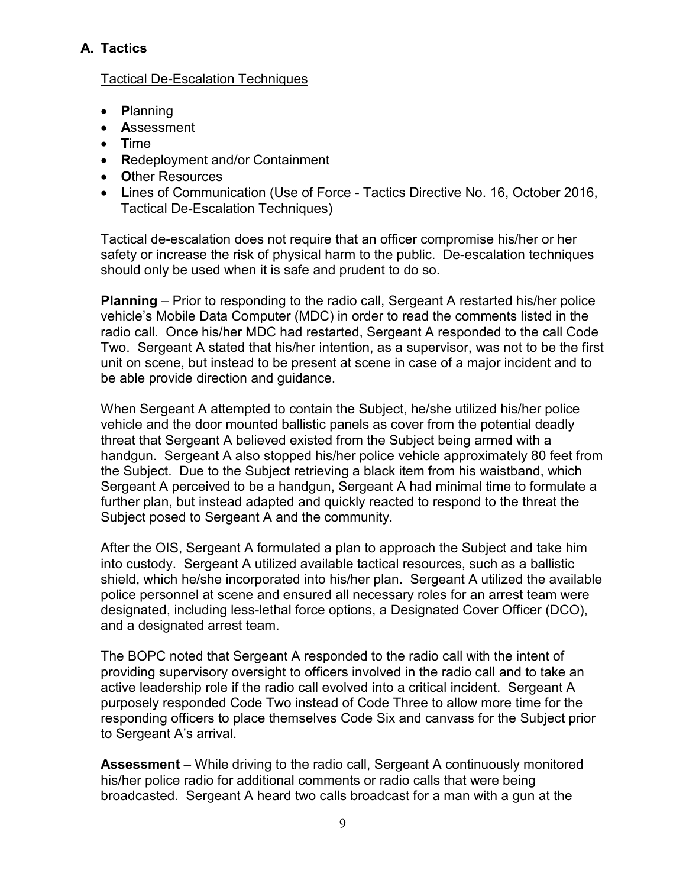## A. Tactics

Tactical De-Escalation Techniques

- **P**lanning
- **A**ssessment
- **T**ime
- **R**edeployment and/or Containment
- **O**ther Resources
- **L**ines of Communication (Use of Force - Tactics Directive No. 16, October 2016, Tactical De-Escalation Techniques)

Tactical de-escalation does not require that an officer compromise his/her or her safety or increase the risk of physical harm to the public. De-escalation techniques should only be used when it is safe and prudent to do so.

**Planning** – Prior to responding to the radio call, Sergeant A restarted his/her police vehicle's Mobile Data Computer (MDC) in order to read the comments listed in the radio call. Once his/her MDC had restarted, Sergeant A responded to the call Code Two. Sergeant A stated that his/her intention, as a supervisor, was not to be the first unit on scene, but instead to be present at scene in case of a major incident and to be able provide direction and guidance.

When Sergeant A attempted to contain the Subject, he/she utilized his/her police vehicle and the door mounted ballistic panels as cover from the potential deadly threat that Sergeant A believed existed from the Subject being armed with a handgun. Sergeant A also stopped his/her police vehicle approximately 80 feet from the Subject. Due to the Subject retrieving a black item from his waistband, which Sergeant A perceived to be a handgun, Sergeant A had minimal time to formulate a further plan, but instead adapted and quickly reacted to respond to the threat the Subject posed to Sergeant A and the community.

After the OIS, Sergeant A formulated a plan to approach the Subject and take him into custody. Sergeant A utilized available tactical resources, such as a ballistic shield, which he/she incorporated into his/her plan. Sergeant A utilized the available police personnel at scene and ensured all necessary roles for an arrest team were designated, including less-lethal force options, a Designated Cover Officer (DCO), and a designated arrest team.

The BOPC noted that Sergeant A responded to the radio call with the intent of providing supervisory oversight to officers involved in the radio call and to take an active leadership role if the radio call evolved into a critical incident. Sergeant A purposely responded Code Two instead of Code Three to allow more time for the responding officers to place themselves Code Six and canvass for the Subject prior to Sergeant A's arrival.

**Assessment** – While driving to the radio call, Sergeant A continuously monitored his/her police radio for additional comments or radio calls that were being broadcasted. Sergeant A heard two calls broadcast for a man with a gun at the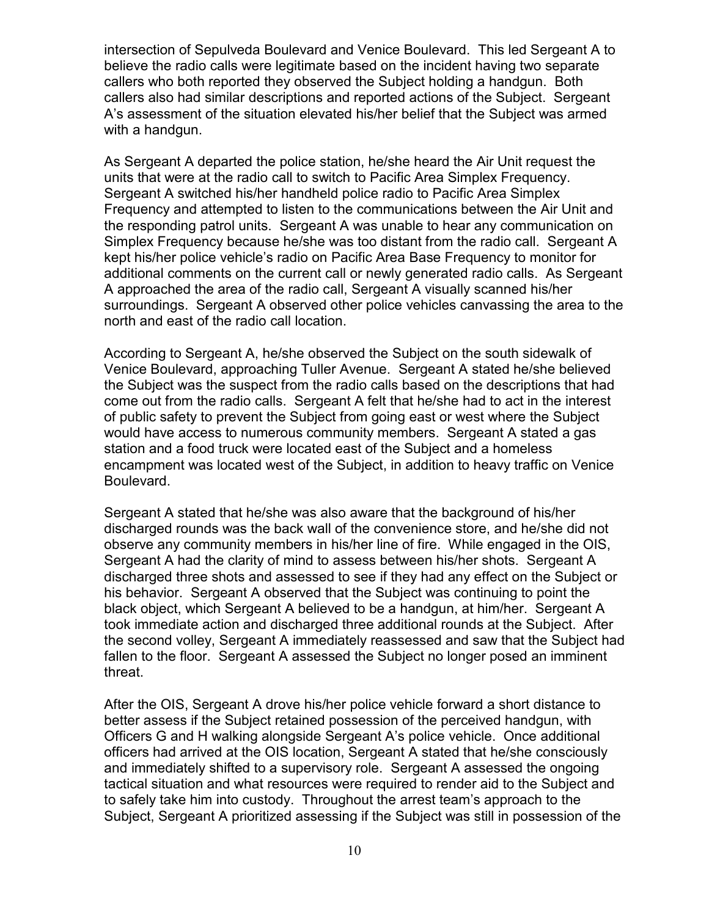intersection of Sepulveda Boulevard and Venice Boulevard. This led Sergeant A to believe the radio calls were legitimate based on the incident having two separate callers who both reported they observed the Subject holding a handgun. Both callers also had similar descriptions and reported actions of the Subject. Sergeant A's assessment of the situation elevated his/her belief that the Subject was armed with a handgun.

As Sergeant A departed the police station, he/she heard the Air Unit request the units that were at the radio call to switch to Pacific Area Simplex Frequency. Sergeant A switched his/her handheld police radio to Pacific Area Simplex Frequency and attempted to listen to the communications between the Air Unit and the responding patrol units. Sergeant A was unable to hear any communication on Simplex Frequency because he/she was too distant from the radio call. Sergeant A kept his/her police vehicle's radio on Pacific Area Base Frequency to monitor for additional comments on the current call or newly generated radio calls. As Sergeant A approached the area of the radio call, Sergeant A visually scanned his/her surroundings. Sergeant A observed other police vehicles canvassing the area to the north and east of the radio call location.

According to Sergeant A, he/she observed the Subject on the south sidewalk of Venice Boulevard, approaching Tuller Avenue. Sergeant A stated he/she believed the Subject was the suspect from the radio calls based on the descriptions that had come out from the radio calls. Sergeant A felt that he/she had to act in the interest of public safety to prevent the Subject from going east or west where the Subject would have access to numerous community members. Sergeant A stated a gas station and a food truck were located east of the Subject and a homeless encampment was located west of the Subject, in addition to heavy traffic on Venice Boulevard.

Sergeant A stated that he/she was also aware that the background of his/her discharged rounds was the back wall of the convenience store, and he/she did not observe any community members in his/her line of fire. While engaged in the OIS, Sergeant A had the clarity of mind to assess between his/her shots. Sergeant A discharged three shots and assessed to see if they had any effect on the Subject or his behavior. Sergeant A observed that the Subject was continuing to point the black object, which Sergeant A believed to be a handgun, at him/her. Sergeant A took immediate action and discharged three additional rounds at the Subject. After the second volley, Sergeant A immediately reassessed and saw that the Subject had fallen to the floor. Sergeant A assessed the Subject no longer posed an imminent threat.

After the OIS, Sergeant A drove his/her police vehicle forward a short distance to better assess if the Subject retained possession of the perceived handgun, with Officers G and H walking alongside Sergeant A's police vehicle. Once additional officers had arrived at the OIS location, Sergeant A stated that he/she consciously and immediately shifted to a supervisory role. Sergeant A assessed the ongoing tactical situation and what resources were required to render aid to the Subject and to safely take him into custody. Throughout the arrest team's approach to the Subject, Sergeant A prioritized assessing if the Subject was still in possession of the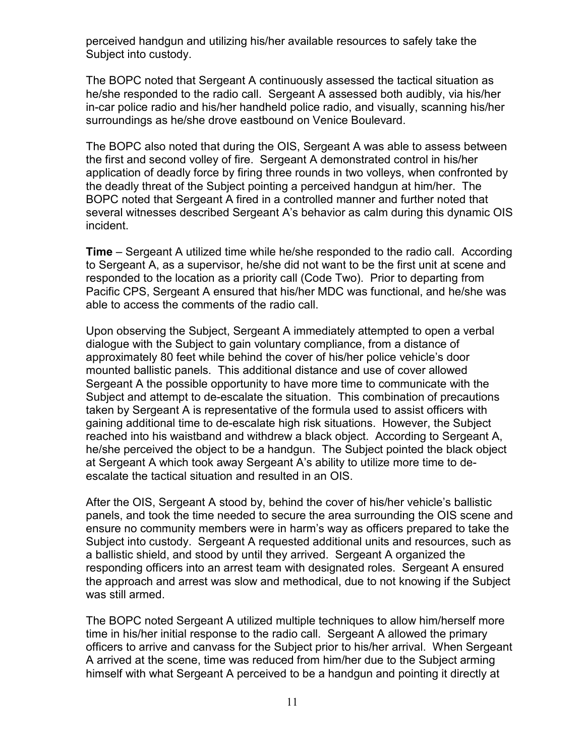perceived handgun and utilizing his/her available resources to safely take the Subject into custody.

The BOPC noted that Sergeant A continuously assessed the tactical situation as he/she responded to the radio call. Sergeant A assessed both audibly, via his/her in-car police radio and his/her handheld police radio, and visually, scanning his/her surroundings as he/she drove eastbound on Venice Boulevard.

The BOPC also noted that during the OIS, Sergeant A was able to assess between the first and second volley of fire. Sergeant A demonstrated control in his/her application of deadly force by firing three rounds in two volleys, when confronted by the deadly threat of the Subject pointing a perceived handgun at him/her. The BOPC noted that Sergeant A fired in a controlled manner and further noted that several witnesses described Sergeant A's behavior as calm during this dynamic OIS incident.

**Time** – Sergeant A utilized time while he/she responded to the radio call. According to Sergeant A, as a supervisor, he/she did not want to be the first unit at scene and responded to the location as a priority call (Code Two). Prior to departing from Pacific CPS, Sergeant A ensured that his/her MDC was functional, and he/she was able to access the comments of the radio call.

Upon observing the Subject, Sergeant A immediately attempted to open a verbal dialogue with the Subject to gain voluntary compliance, from a distance of approximately 80 feet while behind the cover of his/her police vehicle's door mounted ballistic panels. This additional distance and use of cover allowed Sergeant A the possible opportunity to have more time to communicate with the Subject and attempt to de-escalate the situation. This combination of precautions taken by Sergeant A is representative of the formula used to assist officers with gaining additional time to de-escalate high risk situations. However, the Subject reached into his waistband and withdrew a black object. According to Sergeant A, he/she perceived the object to be a handgun. The Subject pointed the black object at Sergeant A which took away Sergeant A's ability to utilize more time to de-escalate the tactical situation and resulted in an OIS.

After the OIS, Sergeant A stood by, behind the cover of his/her vehicle's ballistic panels, and took the time needed to secure the area surrounding the OIS scene and ensure no community members were in harm's way as officers prepared to take the Subject into custody. Sergeant A requested additional units and resources, such as a ballistic shield, and stood by until they arrived. Sergeant A organized the responding officers into an arrest team with designated roles. Sergeant A ensured the approach and arrest was slow and methodical, due to not knowing if the Subject was still armed.

The BOPC noted Sergeant A utilized multiple techniques to allow him/herself more time in his/her initial response to the radio call. Sergeant A allowed the primary officers to arrive and canvass for the Subject prior to his/her arrival. When Sergeant A arrived at the scene, time was reduced from him/her due to the Subject arming himself with what Sergeant A perceived to be a handgun and pointing it directly at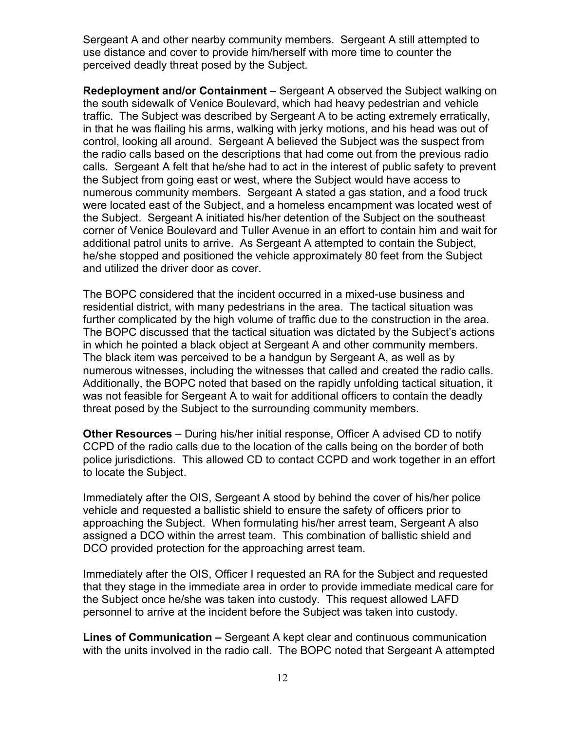Sergeant A and other nearby community members. Sergeant A still attempted to use distance and cover to provide him/herself with more time to counter the perceived deadly threat posed by the Subject.

**Redeployment and/or Containment** – Sergeant A observed the Subject walking on the south sidewalk of Venice Boulevard, which had heavy pedestrian and vehicle traffic. The Subject was described by Sergeant A to be acting extremely erratically, in that he was flailing his arms, walking with jerky motions, and his head was out of control, looking all around. Sergeant A believed the Subject was the suspect from the radio calls based on the descriptions that had come out from the previous radio calls. Sergeant A felt that he/she had to act in the interest of public safety to prevent the Subject from going east or west, where the Subject would have access to numerous community members. Sergeant A stated a gas station, and a food truck were located east of the Subject, and a homeless encampment was located west of the Subject. Sergeant A initiated his/her detention of the Subject on the southeast corner of Venice Boulevard and Tuller Avenue in an effort to contain him and wait for additional patrol units to arrive. As Sergeant A attempted to contain the Subject, he/she stopped and positioned the vehicle approximately 80 feet from the Subject and utilized the driver door as cover.

The BOPC considered that the incident occurred in a mixed-use business and residential district, with many pedestrians in the area. The tactical situation was further complicated by the high volume of traffic due to the construction in the area. The BOPC discussed that the tactical situation was dictated by the Subject's actions in which he pointed a black object at Sergeant A and other community members. The black item was perceived to be a handgun by Sergeant A, as well as by numerous witnesses, including the witnesses that called and created the radio calls. Additionally, the BOPC noted that based on the rapidly unfolding tactical situation, it was not feasible for Sergeant A to wait for additional officers to contain the deadly threat posed by the Subject to the surrounding community members.

**Other Resources** – During his/her initial response, Officer A advised CD to notify CCPD of the radio calls due to the location of the calls being on the border of both police jurisdictions. This allowed CD to contact CCPD and work together in an effort to locate the Subject.

Immediately after the OIS, Sergeant A stood by behind the cover of his/her police vehicle and requested a ballistic shield to ensure the safety of officers prior to approaching the Subject. When formulating his/her arrest team, Sergeant A also assigned a DCO within the arrest team. This combination of ballistic shield and DCO provided protection for the approaching arrest team.

Immediately after the OIS, Officer I requested an RA for the Subject and requested that they stage in the immediate area in order to provide immediate medical care for the Subject once he/she was taken into custody. This request allowed LAFD personnel to arrive at the incident before the Subject was taken into custody.

**Lines of Communication –** Sergeant A kept clear and continuous communication with the units involved in the radio call. The BOPC noted that Sergeant A attempted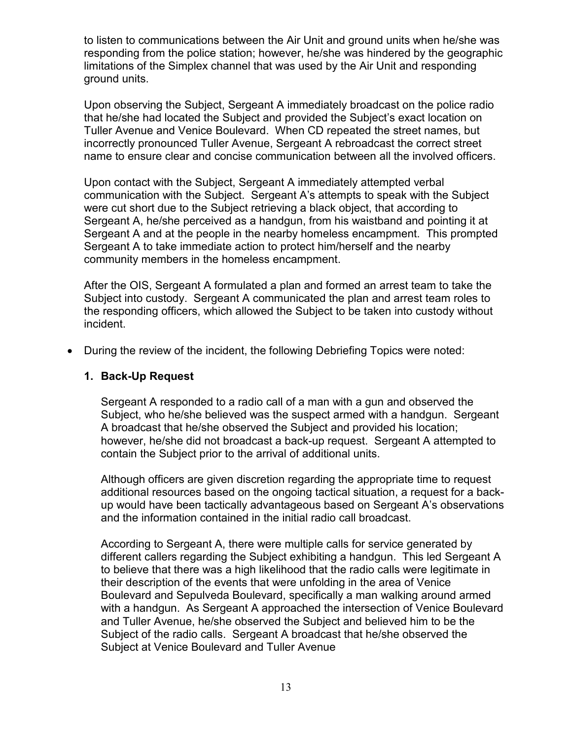to listen to communications between the Air Unit and ground units when he/she was responding from the police station; however, he/she was hindered by the geographic limitations of the Simplex channel that was used by the Air Unit and responding ground units.

Upon observing the Subject, Sergeant A immediately broadcast on the police radio that he/she had located the Subject and provided the Subject's exact location on Tuller Avenue and Venice Boulevard. When CD repeated the street names, but incorrectly pronounced Tuller Avenue, Sergeant A rebroadcast the correct street name to ensure clear and concise communication between all the involved officers.

Upon contact with the Subject, Sergeant A immediately attempted verbal communication with the Subject. Sergeant A's attempts to speak with the Subject were cut short due to the Subject retrieving a black object, that according to Sergeant A, he/she perceived as a handgun, from his waistband and pointing it at Sergeant A and at the people in the nearby homeless encampment. This prompted Sergeant A to take immediate action to protect him/herself and the nearby community members in the homeless encampment.

After the OIS, Sergeant A formulated a plan and formed an arrest team to take the Subject into custody. Sergeant A communicated the plan and arrest team roles to the responding officers, which allowed the Subject to be taken into custody without incident.

- During the review of the incident, the following Debriefing Topics were noted:

**1. Back-Up Request**

Sergeant A responded to a radio call of a man with a gun and observed the Subject, who he/she believed was the suspect armed with a handgun. Sergeant A broadcast that he/she observed the Subject and provided his location; however, he/she did not broadcast a back-up request. Sergeant A attempted to contain the Subject prior to the arrival of additional units.

Although officers are given discretion regarding the appropriate time to request additional resources based on the ongoing tactical situation, a request for a back-up would have been tactically advantageous based on Sergeant A's observations and the information contained in the initial radio call broadcast.

According to Sergeant A, there were multiple calls for service generated by different callers regarding the Subject exhibiting a handgun. This led Sergeant A to believe that there was a high likelihood that the radio calls were legitimate in their description of the events that were unfolding in the area of Venice Boulevard and Sepulveda Boulevard, specifically a man walking around armed with a handgun. As Sergeant A approached the intersection of Venice Boulevard and Tuller Avenue, he/she observed the Subject and believed him to be the Subject of the radio calls. Sergeant A broadcast that he/she observed the Subject at Venice Boulevard and Tuller Avenue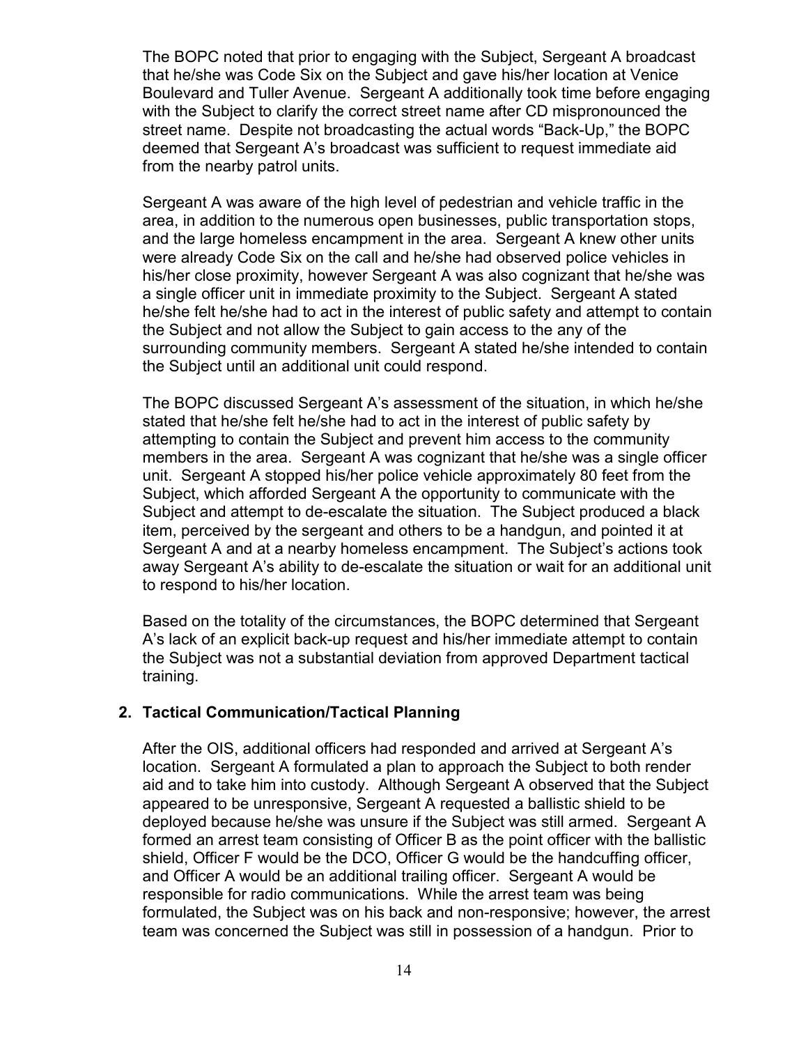The BOPC noted that prior to engaging with the Subject, Sergeant A broadcast that he/she was Code Six on the Subject and gave his/her location at Venice Boulevard and Tuller Avenue. Sergeant A additionally took time before engaging with the Subject to clarify the correct street name after CD mispronounced the street name. Despite not broadcasting the actual words "Back-Up," the BOPC deemed that Sergeant A's broadcast was sufficient to request immediate aid from the nearby patrol units.

Sergeant A was aware of the high level of pedestrian and vehicle traffic in the area, in addition to the numerous open businesses, public transportation stops, and the large homeless encampment in the area. Sergeant A knew other units were already Code Six on the call and he/she had observed police vehicles in his/her close proximity, however Sergeant A was also cognizant that he/she was a single officer unit in immediate proximity to the Subject. Sergeant A stated he/she felt he/she had to act in the interest of public safety and attempt to contain the Subject and not allow the Subject to gain access to the any of the surrounding community members. Sergeant A stated he/she intended to contain the Subject until an additional unit could respond.

The BOPC discussed Sergeant A's assessment of the situation, in which he/she stated that he/she felt he/she had to act in the interest of public safety by attempting to contain the Subject and prevent him access to the community members in the area. Sergeant A was cognizant that he/she was a single officer unit. Sergeant A stopped his/her police vehicle approximately 80 feet from the Subject, which afforded Sergeant A the opportunity to communicate with the Subject and attempt to de-escalate the situation. The Subject produced a black item, perceived by the sergeant and others to be a handgun, and pointed it at Sergeant A and at a nearby homeless encampment. The Subject's actions took away Sergeant A's ability to de-escalate the situation or wait for an additional unit to respond to his/her location.

Based on the totality of the circumstances, the BOPC determined that Sergeant A's lack of an explicit back-up request and his/her immediate attempt to contain the Subject was not a substantial deviation from approved Department tactical training.

**2. Tactical Communication/Tactical Planning**

After the OIS, additional officers had responded and arrived at Sergeant A's location. Sergeant A formulated a plan to approach the Subject to both render aid and to take him into custody. Although Sergeant A observed that the Subject appeared to be unresponsive, Sergeant A requested a ballistic shield to be deployed because he/she was unsure if the Subject was still armed. Sergeant A formed an arrest team consisting of Officer B as the point officer with the ballistic shield, Officer F would be the DCO, Officer G would be the handcuffing officer, and Officer A would be an additional trailing officer. Sergeant A would be responsible for radio communications. While the arrest team was being formulated, the Subject was on his back and non-responsive; however, the arrest team was concerned the Subject was still in possession of a handgun. Prior to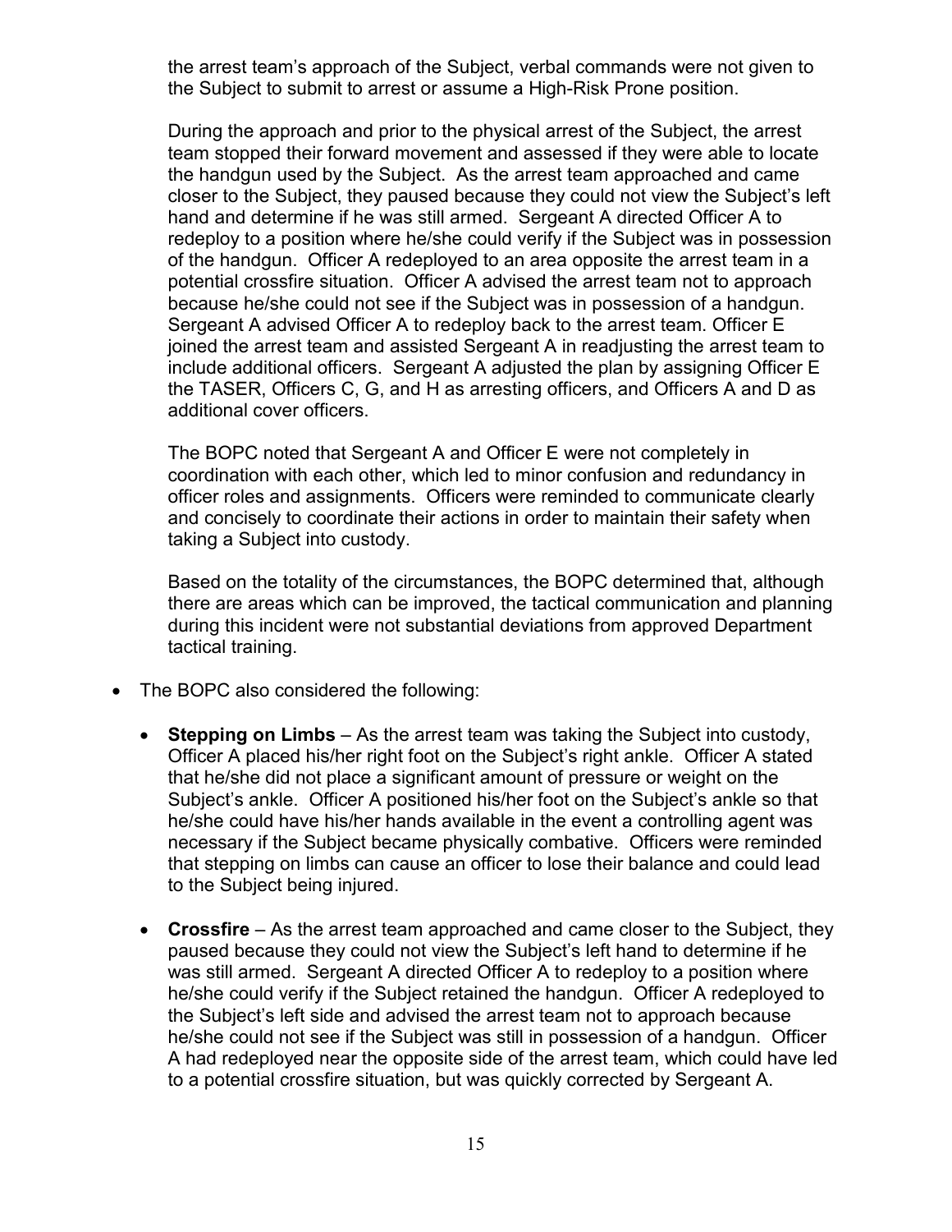the arrest team's approach of the Subject, verbal commands were not given to the Subject to submit to arrest or assume a High-Risk Prone position.

During the approach and prior to the physical arrest of the Subject, the arrest team stopped their forward movement and assessed if they were able to locate the handgun used by the Subject. As the arrest team approached and came closer to the Subject, they paused because they could not view the Subject's left hand and determine if he was still armed. Sergeant A directed Officer A to redeploy to a position where he/she could verify if the Subject was in possession of the handgun. Officer A redeployed to an area opposite the arrest team in a potential crossfire situation. Officer A advised the arrest team not to approach because he/she could not see if the Subject was in possession of a handgun. Sergeant A advised Officer A to redeploy back to the arrest team. Officer E joined the arrest team and assisted Sergeant A in readjusting the arrest team to include additional officers. Sergeant A adjusted the plan by assigning Officer E the TASER, Officers C, G, and H as arresting officers, and Officers A and D as additional cover officers.

The BOPC noted that Sergeant A and Officer E were not completely in coordination with each other, which led to minor confusion and redundancy in officer roles and assignments. Officers were reminded to communicate clearly and concisely to coordinate their actions in order to maintain their safety when taking a Subject into custody.

Based on the totality of the circumstances, the BOPC determined that, although there are areas which can be improved, the tactical communication and planning during this incident were not substantial deviations from approved Department tactical training.

- The BOPC also considered the following:

  - **Stepping on Limbs** – As the arrest team was taking the Subject into custody, Officer A placed his/her right foot on the Subject's right ankle. Officer A stated that he/she did not place a significant amount of pressure or weight on the Subject's ankle. Officer A positioned his/her foot on the Subject's ankle so that he/she could have his/her hands available in the event a controlling agent was necessary if the Subject became physically combative. Officers were reminded that stepping on limbs can cause an officer to lose their balance and could lead to the Subject being injured.

  - **Crossfire** – As the arrest team approached and came closer to the Subject, they paused because they could not view the Subject's left hand to determine if he was still armed. Sergeant A directed Officer A to redeploy to a position where he/she could verify if the Subject retained the handgun. Officer A redeployed to the Subject's left side and advised the arrest team not to approach because he/she could not see if the Subject was still in possession of a handgun. Officer A had redeployed near the opposite side of the arrest team, which could have led to a potential crossfire situation, but was quickly corrected by Sergeant A.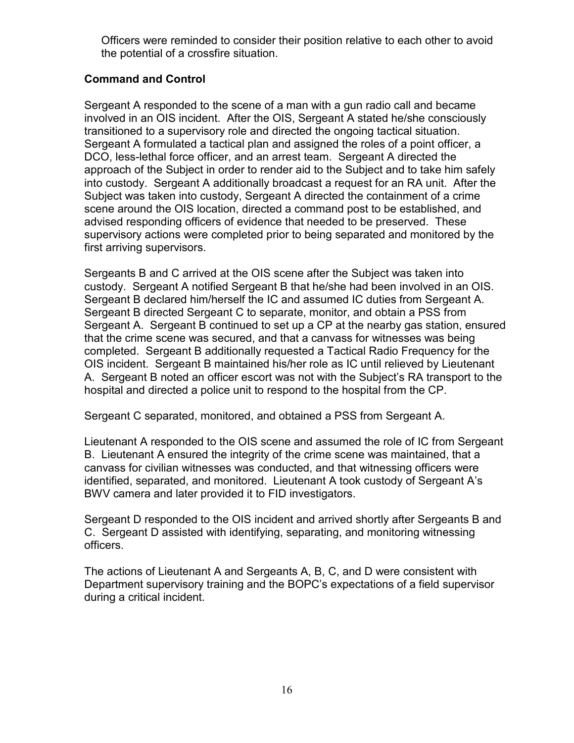Officers were reminded to consider their position relative to each other to avoid the potential of a crossfire situation.

**Command and Control**

Sergeant A responded to the scene of a man with a gun radio call and became involved in an OIS incident. After the OIS, Sergeant A stated he/she consciously transitioned to a supervisory role and directed the ongoing tactical situation. Sergeant A formulated a tactical plan and assigned the roles of a point officer, a DCO, less-lethal force officer, and an arrest team. Sergeant A directed the approach of the Subject in order to render aid to the Subject and to take him safely into custody. Sergeant A additionally broadcast a request for an RA unit. After the Subject was taken into custody, Sergeant A directed the containment of a crime scene around the OIS location, directed a command post to be established, and advised responding officers of evidence that needed to be preserved. These supervisory actions were completed prior to being separated and monitored by the first arriving supervisors.

Sergeants B and C arrived at the OIS scene after the Subject was taken into custody. Sergeant A notified Sergeant B that he/she had been involved in an OIS. Sergeant B declared him/herself the IC and assumed IC duties from Sergeant A. Sergeant B directed Sergeant C to separate, monitor, and obtain a PSS from Sergeant A. Sergeant B continued to set up a CP at the nearby gas station, ensured that the crime scene was secured, and that a canvass for witnesses was being completed. Sergeant B additionally requested a Tactical Radio Frequency for the OIS incident. Sergeant B maintained his/her role as IC until relieved by Lieutenant A. Sergeant B noted an officer escort was not with the Subject's RA transport to the hospital and directed a police unit to respond to the hospital from the CP.

Sergeant C separated, monitored, and obtained a PSS from Sergeant A.

Lieutenant A responded to the OIS scene and assumed the role of IC from Sergeant B. Lieutenant A ensured the integrity of the crime scene was maintained, that a canvass for civilian witnesses was conducted, and that witnessing officers were identified, separated, and monitored. Lieutenant A took custody of Sergeant A's BWV camera and later provided it to FID investigators.

Sergeant D responded to the OIS incident and arrived shortly after Sergeants B and C. Sergeant D assisted with identifying, separating, and monitoring witnessing officers.

The actions of Lieutenant A and Sergeants A, B, C, and D were consistent with Department supervisory training and the BOPC's expectations of a field supervisor during a critical incident.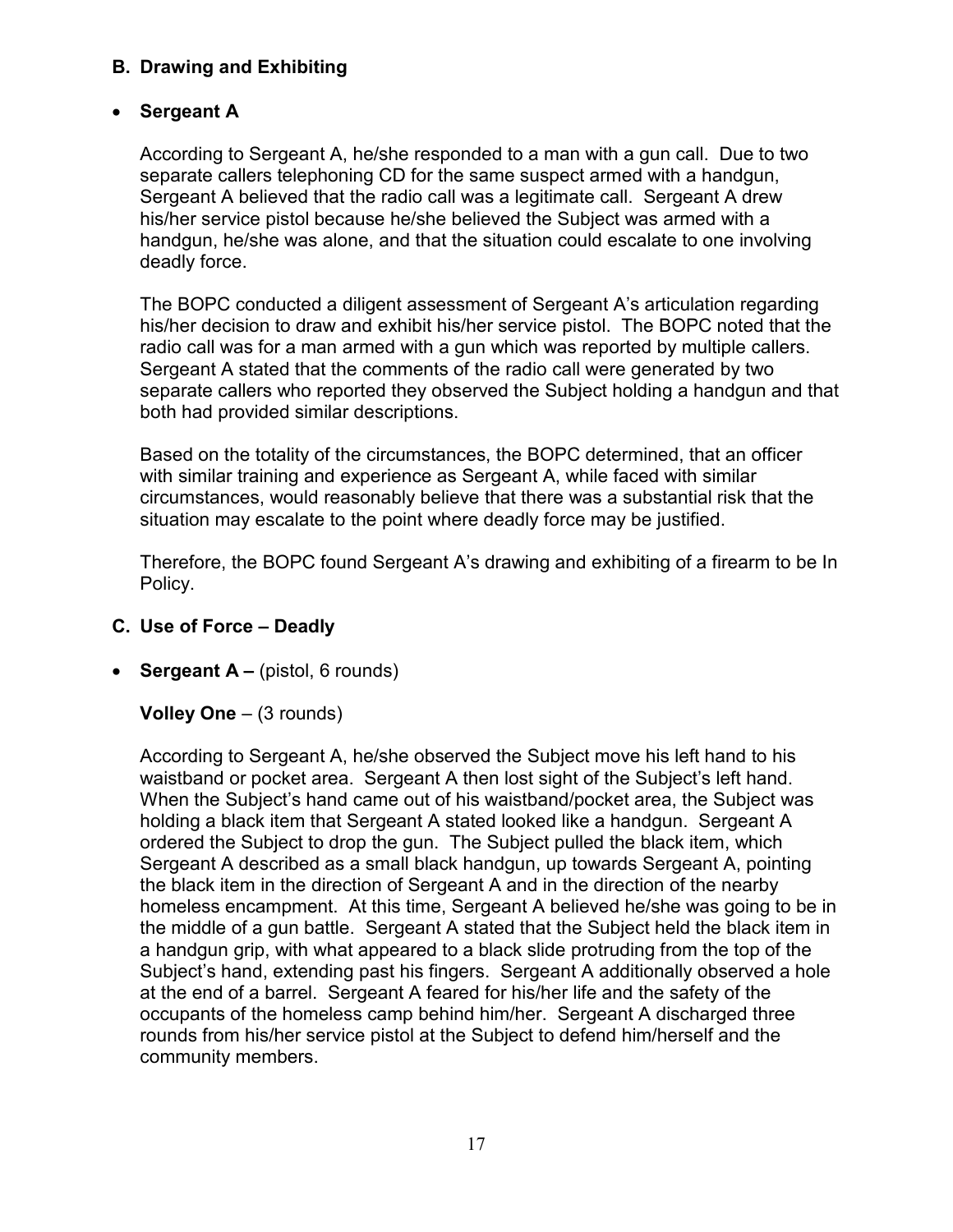### B. Drawing and Exhibiting

- **Sergeant A**

According to Sergeant A, he/she responded to a man with a gun call. Due to two separate callers telephoning CD for the same suspect armed with a handgun, Sergeant A believed that the radio call was a legitimate call. Sergeant A drew his/her service pistol because he/she believed the Subject was armed with a handgun, he/she was alone, and that the situation could escalate to one involving deadly force.

The BOPC conducted a diligent assessment of Sergeant A's articulation regarding his/her decision to draw and exhibit his/her service pistol. The BOPC noted that the radio call was for a man armed with a gun which was reported by multiple callers. Sergeant A stated that the comments of the radio call were generated by two separate callers who reported they observed the Subject holding a handgun and that both had provided similar descriptions.

Based on the totality of the circumstances, the BOPC determined, that an officer with similar training and experience as Sergeant A, while faced with similar circumstances, would reasonably believe that there was a substantial risk that the situation may escalate to the point where deadly force may be justified.

Therefore, the BOPC found Sergeant A's drawing and exhibiting of a firearm to be In Policy.

### C. Use of Force – Deadly

- **Sergeant A –** (pistol, 6 rounds)

**Volley One** – (3 rounds)

According to Sergeant A, he/she observed the Subject move his left hand to his waistband or pocket area. Sergeant A then lost sight of the Subject's left hand. When the Subject's hand came out of his waistband/pocket area, the Subject was holding a black item that Sergeant A stated looked like a handgun. Sergeant A ordered the Subject to drop the gun. The Subject pulled the black item, which Sergeant A described as a small black handgun, up towards Sergeant A, pointing the black item in the direction of Sergeant A and in the direction of the nearby homeless encampment. At this time, Sergeant A believed he/she was going to be in the middle of a gun battle. Sergeant A stated that the Subject held the black item in a handgun grip, with what appeared to a black slide protruding from the top of the Subject's hand, extending past his fingers. Sergeant A additionally observed a hole at the end of a barrel. Sergeant A feared for his/her life and the safety of the occupants of the homeless camp behind him/her. Sergeant A discharged three rounds from his/her service pistol at the Subject to defend him/herself and the community members.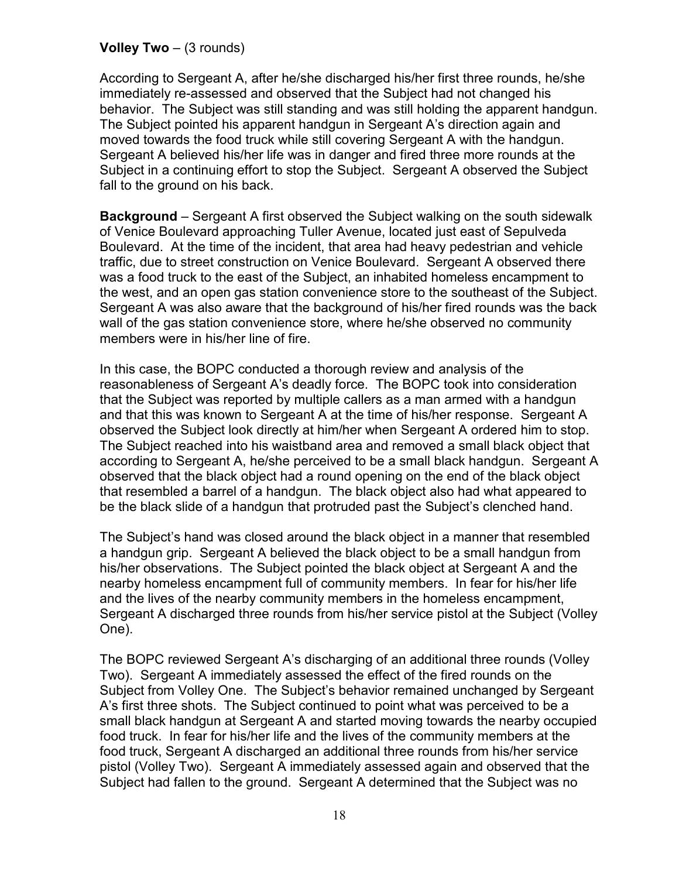**Volley Two** – (3 rounds)

According to Sergeant A, after he/she discharged his/her first three rounds, he/she immediately re-assessed and observed that the Subject had not changed his behavior. The Subject was still standing and was still holding the apparent handgun. The Subject pointed his apparent handgun in Sergeant A's direction again and moved towards the food truck while still covering Sergeant A with the handgun. Sergeant A believed his/her life was in danger and fired three more rounds at the Subject in a continuing effort to stop the Subject. Sergeant A observed the Subject fall to the ground on his back.

**Background** – Sergeant A first observed the Subject walking on the south sidewalk of Venice Boulevard approaching Tuller Avenue, located just east of Sepulveda Boulevard. At the time of the incident, that area had heavy pedestrian and vehicle traffic, due to street construction on Venice Boulevard. Sergeant A observed there was a food truck to the east of the Subject, an inhabited homeless encampment to the west, and an open gas station convenience store to the southeast of the Subject. Sergeant A was also aware that the background of his/her fired rounds was the back wall of the gas station convenience store, where he/she observed no community members were in his/her line of fire.

In this case, the BOPC conducted a thorough review and analysis of the reasonableness of Sergeant A's deadly force. The BOPC took into consideration that the Subject was reported by multiple callers as a man armed with a handgun and that this was known to Sergeant A at the time of his/her response. Sergeant A observed the Subject look directly at him/her when Sergeant A ordered him to stop. The Subject reached into his waistband area and removed a small black object that according to Sergeant A, he/she perceived to be a small black handgun. Sergeant A observed that the black object had a round opening on the end of the black object that resembled a barrel of a handgun. The black object also had what appeared to be the black slide of a handgun that protruded past the Subject's clenched hand.

The Subject's hand was closed around the black object in a manner that resembled a handgun grip. Sergeant A believed the black object to be a small handgun from his/her observations. The Subject pointed the black object at Sergeant A and the nearby homeless encampment full of community members. In fear for his/her life and the lives of the nearby community members in the homeless encampment, Sergeant A discharged three rounds from his/her service pistol at the Subject (Volley One).

The BOPC reviewed Sergeant A's discharging of an additional three rounds (Volley Two). Sergeant A immediately assessed the effect of the fired rounds on the Subject from Volley One. The Subject's behavior remained unchanged by Sergeant A's first three shots. The Subject continued to point what was perceived to be a small black handgun at Sergeant A and started moving towards the nearby occupied food truck. In fear for his/her life and the lives of the community members at the food truck, Sergeant A discharged an additional three rounds from his/her service pistol (Volley Two). Sergeant A immediately assessed again and observed that the Subject had fallen to the ground. Sergeant A determined that the Subject was no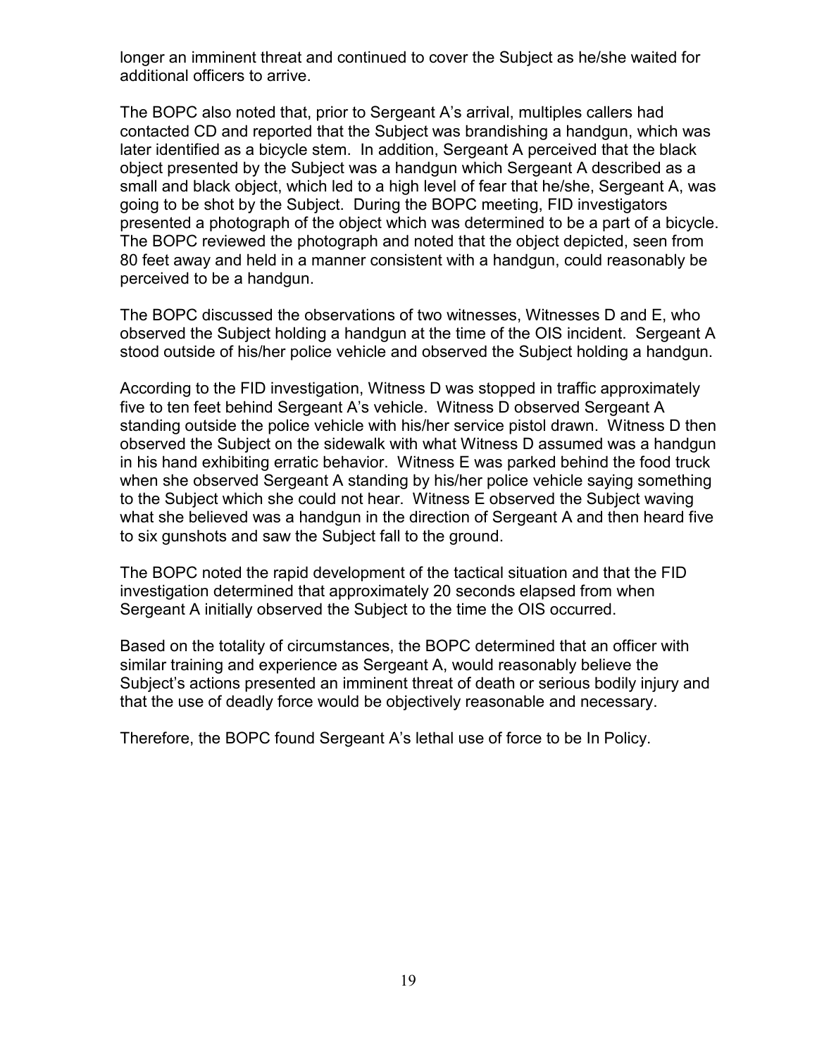longer an imminent threat and continued to cover the Subject as he/she waited for additional officers to arrive.

The BOPC also noted that, prior to Sergeant A's arrival, multiples callers had contacted CD and reported that the Subject was brandishing a handgun, which was later identified as a bicycle stem. In addition, Sergeant A perceived that the black object presented by the Subject was a handgun which Sergeant A described as a small and black object, which led to a high level of fear that he/she, Sergeant A, was going to be shot by the Subject. During the BOPC meeting, FID investigators presented a photograph of the object which was determined to be a part of a bicycle. The BOPC reviewed the photograph and noted that the object depicted, seen from 80 feet away and held in a manner consistent with a handgun, could reasonably be perceived to be a handgun.

The BOPC discussed the observations of two witnesses, Witnesses D and E, who observed the Subject holding a handgun at the time of the OIS incident. Sergeant A stood outside of his/her police vehicle and observed the Subject holding a handgun.

According to the FID investigation, Witness D was stopped in traffic approximately five to ten feet behind Sergeant A's vehicle. Witness D observed Sergeant A standing outside the police vehicle with his/her service pistol drawn. Witness D then observed the Subject on the sidewalk with what Witness D assumed was a handgun in his hand exhibiting erratic behavior. Witness E was parked behind the food truck when she observed Sergeant A standing by his/her police vehicle saying something to the Subject which she could not hear. Witness E observed the Subject waving what she believed was a handgun in the direction of Sergeant A and then heard five to six gunshots and saw the Subject fall to the ground.

The BOPC noted the rapid development of the tactical situation and that the FID investigation determined that approximately 20 seconds elapsed from when Sergeant A initially observed the Subject to the time the OIS occurred.

Based on the totality of circumstances, the BOPC determined that an officer with similar training and experience as Sergeant A, would reasonably believe the Subject's actions presented an imminent threat of death or serious bodily injury and that the use of deadly force would be objectively reasonable and necessary.

Therefore, the BOPC found Sergeant A's lethal use of force to be In Policy.